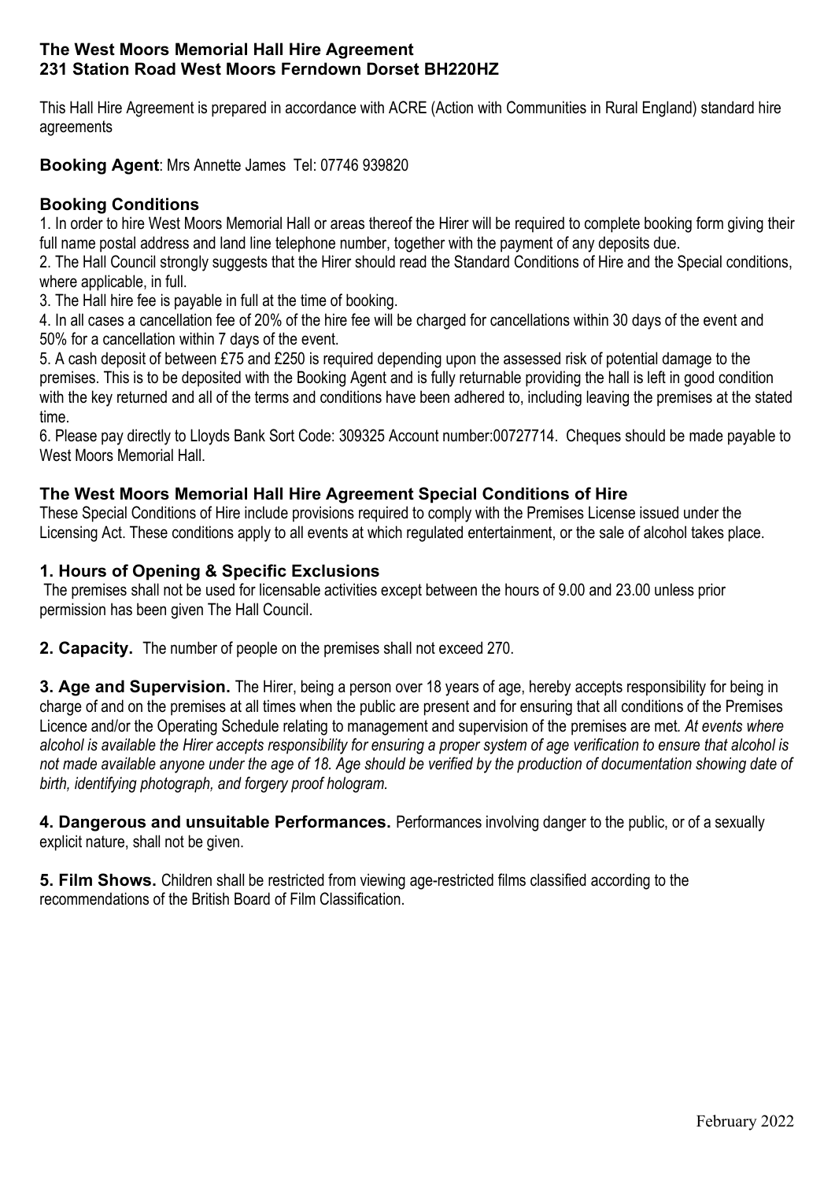# The West Moors Memorial Hall Hire Agreement
# 231 Station Road West Moors Ferndown Dorset BH220HZ

This Hall Hire Agreement is prepared in accordance with ACRE (Action with Communities in Rural England) standard hire agreements

**Booking Agent**: Mrs Annette James Tel: 07746 939820

## Booking Conditions

1. In order to hire West Moors Memorial Hall or areas thereof the Hirer will be required to complete booking form giving their full name postal address and land line telephone number, together with the payment of any deposits due.
2. The Hall Council strongly suggests that the Hirer should read the Standard Conditions of Hire and the Special conditions, where applicable, in full.
3. The Hall hire fee is payable in full at the time of booking.
4. In all cases a cancellation fee of 20% of the hire fee will be charged for cancellations within 30 days of the event and 50% for a cancellation within 7 days of the event.
5. A cash deposit of between £75 and £250 is required depending upon the assessed risk of potential damage to the premises. This is to be deposited with the Booking Agent and is fully returnable providing the hall is left in good condition with the key returned and all of the terms and conditions have been adhered to, including leaving the premises at the stated time.
6. Please pay directly to Lloyds Bank Sort Code: 309325 Account number:00727714. Cheques should be made payable to West Moors Memorial Hall.

## The West Moors Memorial Hall Hire Agreement Special Conditions of Hire

These Special Conditions of Hire include provisions required to comply with the Premises License issued under the Licensing Act. These conditions apply to all events at which regulated entertainment, or the sale of alcohol takes place.

### 1. Hours of Opening & Specific Exclusions

The premises shall not be used for licensable activities except between the hours of 9.00 and 23.00 unless prior permission has been given The Hall Council.

**2. Capacity.** The number of people on the premises shall not exceed 270.

**3. Age and Supervision.** The Hirer, being a person over 18 years of age, hereby accepts responsibility for being in charge of and on the premises at all times when the public are present and for ensuring that all conditions of the Premises Licence and/or the Operating Schedule relating to management and supervision of the premises are met. *At events where alcohol is available the Hirer accepts responsibility for ensuring a proper system of age verification to ensure that alcohol is not made available anyone under the age of 18. Age should be verified by the production of documentation showing date of birth, identifying photograph, and forgery proof hologram.*

**4. Dangerous and unsuitable Performances.** Performances involving danger to the public, or of a sexually explicit nature, shall not be given.

**5. Film Shows.** Children shall be restricted from viewing age-restricted films classified according to the recommendations of the British Board of Film Classification.

February 2022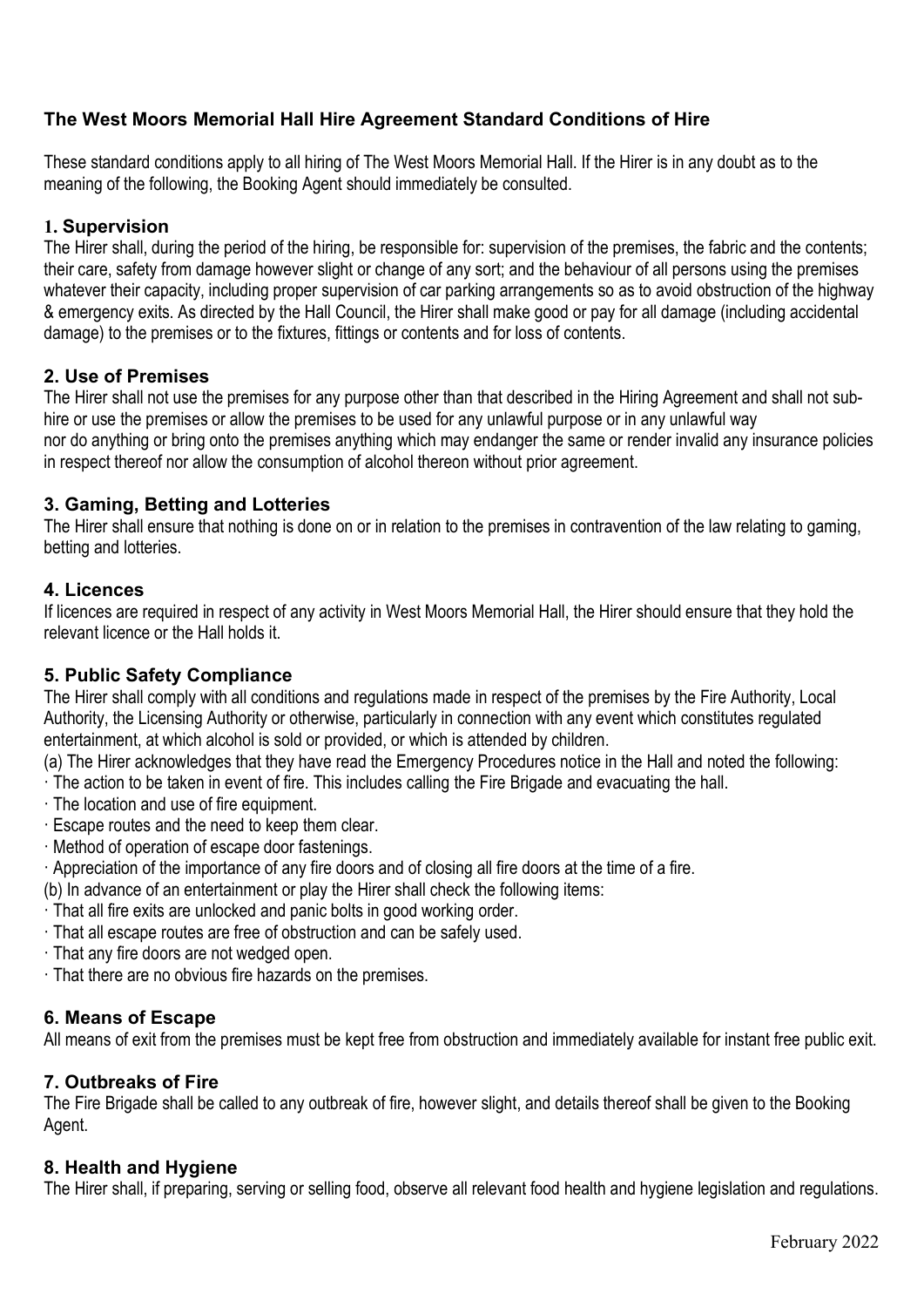## The West Moors Memorial Hall Hire Agreement Standard Conditions of Hire

These standard conditions apply to all hiring of The West Moors Memorial Hall. If the Hirer is in any doubt as to the meaning of the following, the Booking Agent should immediately be consulted.

### 1. Supervision

The Hirer shall, during the period of the hiring, be responsible for: supervision of the premises, the fabric and the contents; their care, safety from damage however slight or change of any sort; and the behaviour of all persons using the premises whatever their capacity, including proper supervision of car parking arrangements so as to avoid obstruction of the highway & emergency exits. As directed by the Hall Council, the Hirer shall make good or pay for all damage (including accidental damage) to the premises or to the fixtures, fittings or contents and for loss of contents.

### 2. Use of Premises

The Hirer shall not use the premises for any purpose other than that described in the Hiring Agreement and shall not sub-hire or use the premises or allow the premises to be used for any unlawful purpose or in any unlawful way nor do anything or bring onto the premises anything which may endanger the same or render invalid any insurance policies in respect thereof nor allow the consumption of alcohol thereon without prior agreement.

### 3. Gaming, Betting and Lotteries

The Hirer shall ensure that nothing is done on or in relation to the premises in contravention of the law relating to gaming, betting and lotteries.

### 4. Licences

If licences are required in respect of any activity in West Moors Memorial Hall, the Hirer should ensure that they hold the relevant licence or the Hall holds it.

### 5. Public Safety Compliance

The Hirer shall comply with all conditions and regulations made in respect of the premises by the Fire Authority, Local Authority, the Licensing Authority or otherwise, particularly in connection with any event which constitutes regulated entertainment, at which alcohol is sold or provided, or which is attended by children.

(a) The Hirer acknowledges that they have read the Emergency Procedures notice in the Hall and noted the following:

- The action to be taken in event of fire. This includes calling the Fire Brigade and evacuating the hall.
- The location and use of fire equipment.
- Escape routes and the need to keep them clear.
- Method of operation of escape door fastenings.
- Appreciation of the importance of any fire doors and of closing all fire doors at the time of a fire.

(b) In advance of an entertainment or play the Hirer shall check the following items:

- That all fire exits are unlocked and panic bolts in good working order.
- That all escape routes are free of obstruction and can be safely used.
- That any fire doors are not wedged open.
- That there are no obvious fire hazards on the premises.

### 6. Means of Escape

All means of exit from the premises must be kept free from obstruction and immediately available for instant free public exit.

### 7. Outbreaks of Fire

The Fire Brigade shall be called to any outbreak of fire, however slight, and details thereof shall be given to the Booking Agent.

### 8. Health and Hygiene

The Hirer shall, if preparing, serving or selling food, observe all relevant food health and hygiene legislation and regulations.

February 2022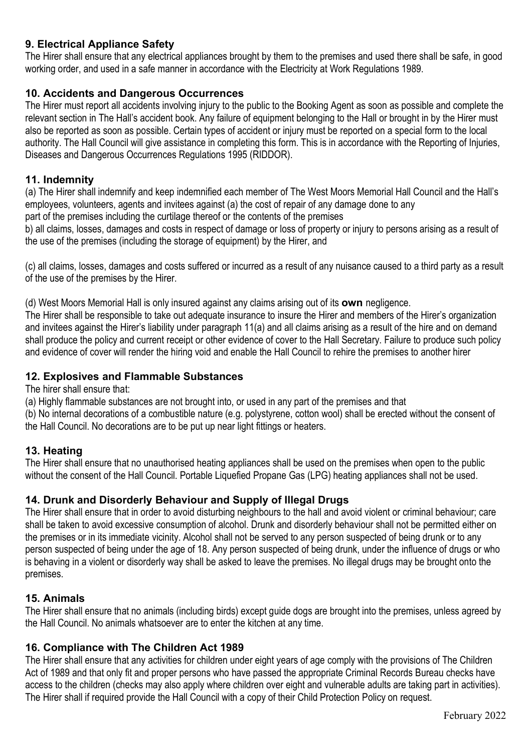### 9. Electrical Appliance Safety

The Hirer shall ensure that any electrical appliances brought by them to the premises and used there shall be safe, in good working order, and used in a safe manner in accordance with the Electricity at Work Regulations 1989.

### 10. Accidents and Dangerous Occurrences

The Hirer must report all accidents involving injury to the public to the Booking Agent as soon as possible and complete the relevant section in The Hall's accident book. Any failure of equipment belonging to the Hall or brought in by the Hirer must also be reported as soon as possible. Certain types of accident or injury must be reported on a special form to the local authority. The Hall Council will give assistance in completing this form. This is in accordance with the Reporting of Injuries, Diseases and Dangerous Occurrences Regulations 1995 (RIDDOR).

### 11. Indemnity

(a) The Hirer shall indemnify and keep indemnified each member of The West Moors Memorial Hall Council and the Hall's employees, volunteers, agents and invitees against (a) the cost of repair of any damage done to any part of the premises including the curtilage thereof or the contents of the premises

b) all claims, losses, damages and costs in respect of damage or loss of property or injury to persons arising as a result of the use of the premises (including the storage of equipment) by the Hirer, and

(c) all claims, losses, damages and costs suffered or incurred as a result of any nuisance caused to a third party as a result of the use of the premises by the Hirer.

(d) West Moors Memorial Hall is only insured against any claims arising out of its **own** negligence.

The Hirer shall be responsible to take out adequate insurance to insure the Hirer and members of the Hirer's organization and invitees against the Hirer's liability under paragraph 11(a) and all claims arising as a result of the hire and on demand shall produce the policy and current receipt or other evidence of cover to the Hall Secretary. Failure to produce such policy and evidence of cover will render the hiring void and enable the Hall Council to rehire the premises to another hirer

### 12. Explosives and Flammable Substances

The hirer shall ensure that:

(a) Highly flammable substances are not brought into, or used in any part of the premises and that

(b) No internal decorations of a combustible nature (e.g. polystyrene, cotton wool) shall be erected without the consent of the Hall Council. No decorations are to be put up near light fittings or heaters.

### 13. Heating

The Hirer shall ensure that no unauthorised heating appliances shall be used on the premises when open to the public without the consent of the Hall Council. Portable Liquefied Propane Gas (LPG) heating appliances shall not be used.

### 14. Drunk and Disorderly Behaviour and Supply of Illegal Drugs

The Hirer shall ensure that in order to avoid disturbing neighbours to the hall and avoid violent or criminal behaviour; care shall be taken to avoid excessive consumption of alcohol. Drunk and disorderly behaviour shall not be permitted either on the premises or in its immediate vicinity. Alcohol shall not be served to any person suspected of being drunk or to any person suspected of being under the age of 18. Any person suspected of being drunk, under the influence of drugs or who is behaving in a violent or disorderly way shall be asked to leave the premises. No illegal drugs may be brought onto the premises.

### 15. Animals

The Hirer shall ensure that no animals (including birds) except guide dogs are brought into the premises, unless agreed by the Hall Council. No animals whatsoever are to enter the kitchen at any time.

### 16. Compliance with The Children Act 1989

The Hirer shall ensure that any activities for children under eight years of age comply with the provisions of The Children Act of 1989 and that only fit and proper persons who have passed the appropriate Criminal Records Bureau checks have access to the children (checks may also apply where children over eight and vulnerable adults are taking part in activities). The Hirer shall if required provide the Hall Council with a copy of their Child Protection Policy on request.

February 2022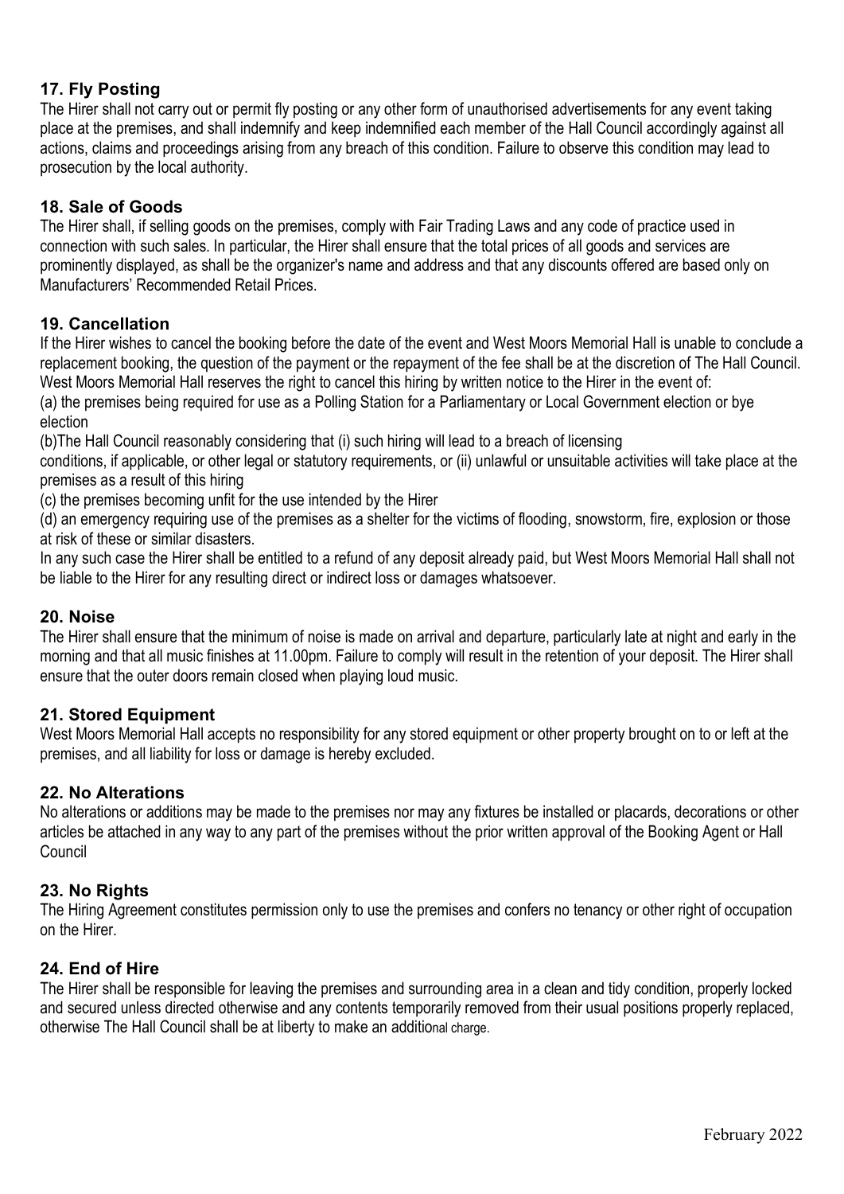### 17. Fly Posting

The Hirer shall not carry out or permit fly posting or any other form of unauthorised advertisements for any event taking place at the premises, and shall indemnify and keep indemnified each member of the Hall Council accordingly against all actions, claims and proceedings arising from any breach of this condition. Failure to observe this condition may lead to prosecution by the local authority.

### 18. Sale of Goods

The Hirer shall, if selling goods on the premises, comply with Fair Trading Laws and any code of practice used in connection with such sales. In particular, the Hirer shall ensure that the total prices of all goods and services are prominently displayed, as shall be the organizer's name and address and that any discounts offered are based only on Manufacturers' Recommended Retail Prices.

### 19. Cancellation

If the Hirer wishes to cancel the booking before the date of the event and West Moors Memorial Hall is unable to conclude a replacement booking, the question of the payment or the repayment of the fee shall be at the discretion of The Hall Council. West Moors Memorial Hall reserves the right to cancel this hiring by written notice to the Hirer in the event of:

(a) the premises being required for use as a Polling Station for a Parliamentary or Local Government election or bye election

(b)The Hall Council reasonably considering that (i) such hiring will lead to a breach of licensing conditions, if applicable, or other legal or statutory requirements, or (ii) unlawful or unsuitable activities will take place at the premises as a result of this hiring

(c) the premises becoming unfit for the use intended by the Hirer

(d) an emergency requiring use of the premises as a shelter for the victims of flooding, snowstorm, fire, explosion or those at risk of these or similar disasters.

In any such case the Hirer shall be entitled to a refund of any deposit already paid, but West Moors Memorial Hall shall not be liable to the Hirer for any resulting direct or indirect loss or damages whatsoever.

### 20. Noise

The Hirer shall ensure that the minimum of noise is made on arrival and departure, particularly late at night and early in the morning and that all music finishes at 11.00pm. Failure to comply will result in the retention of your deposit. The Hirer shall ensure that the outer doors remain closed when playing loud music.

### 21. Stored Equipment

West Moors Memorial Hall accepts no responsibility for any stored equipment or other property brought on to or left at the premises, and all liability for loss or damage is hereby excluded.

### 22. No Alterations

No alterations or additions may be made to the premises nor may any fixtures be installed or placards, decorations or other articles be attached in any way to any part of the premises without the prior written approval of the Booking Agent or Hall Council

### 23. No Rights

The Hiring Agreement constitutes permission only to use the premises and confers no tenancy or other right of occupation on the Hirer.

### 24. End of Hire

The Hirer shall be responsible for leaving the premises and surrounding area in a clean and tidy condition, properly locked and secured unless directed otherwise and any contents temporarily removed from their usual positions properly replaced, otherwise The Hall Council shall be at liberty to make an additional charge.

February 2022